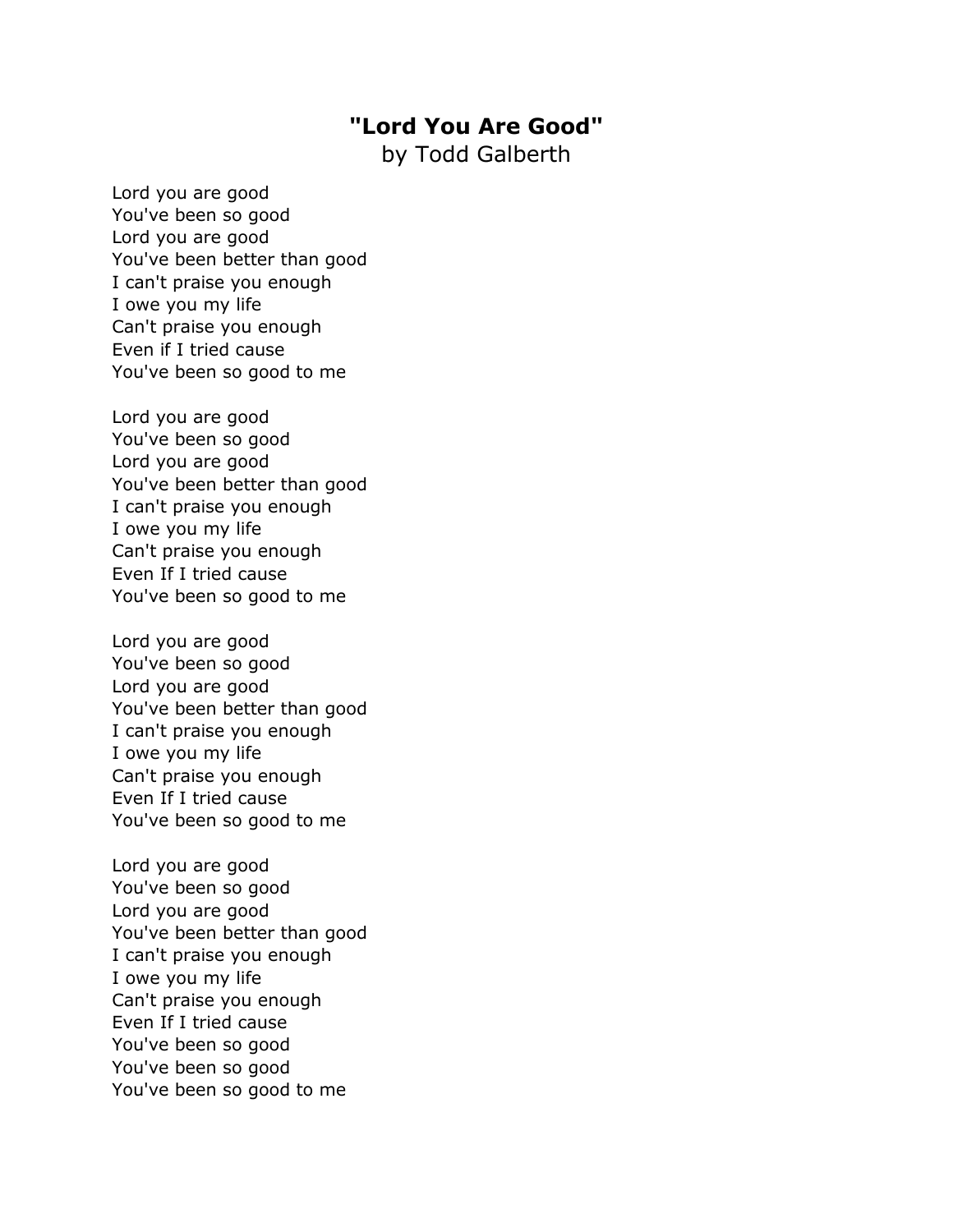# "Lord You Are Good"

by Todd Galberth

Lord you are good
You've been so good
Lord you are good
You've been better than good
I can't praise you enough
I owe you my life
Can't praise you enough
Even if I tried cause
You've been so good to me

Lord you are good
You've been so good
Lord you are good
You've been better than good
I can't praise you enough
I owe you my life
Can't praise you enough
Even If I tried cause
You've been so good to me

Lord you are good
You've been so good
Lord you are good
You've been better than good
I can't praise you enough
I owe you my life
Can't praise you enough
Even If I tried cause
You've been so good to me

Lord you are good
You've been so good
Lord you are good
You've been better than good
I can't praise you enough
I owe you my life
Can't praise you enough
Even If I tried cause
You've been so good
You've been so good
You've been so good to me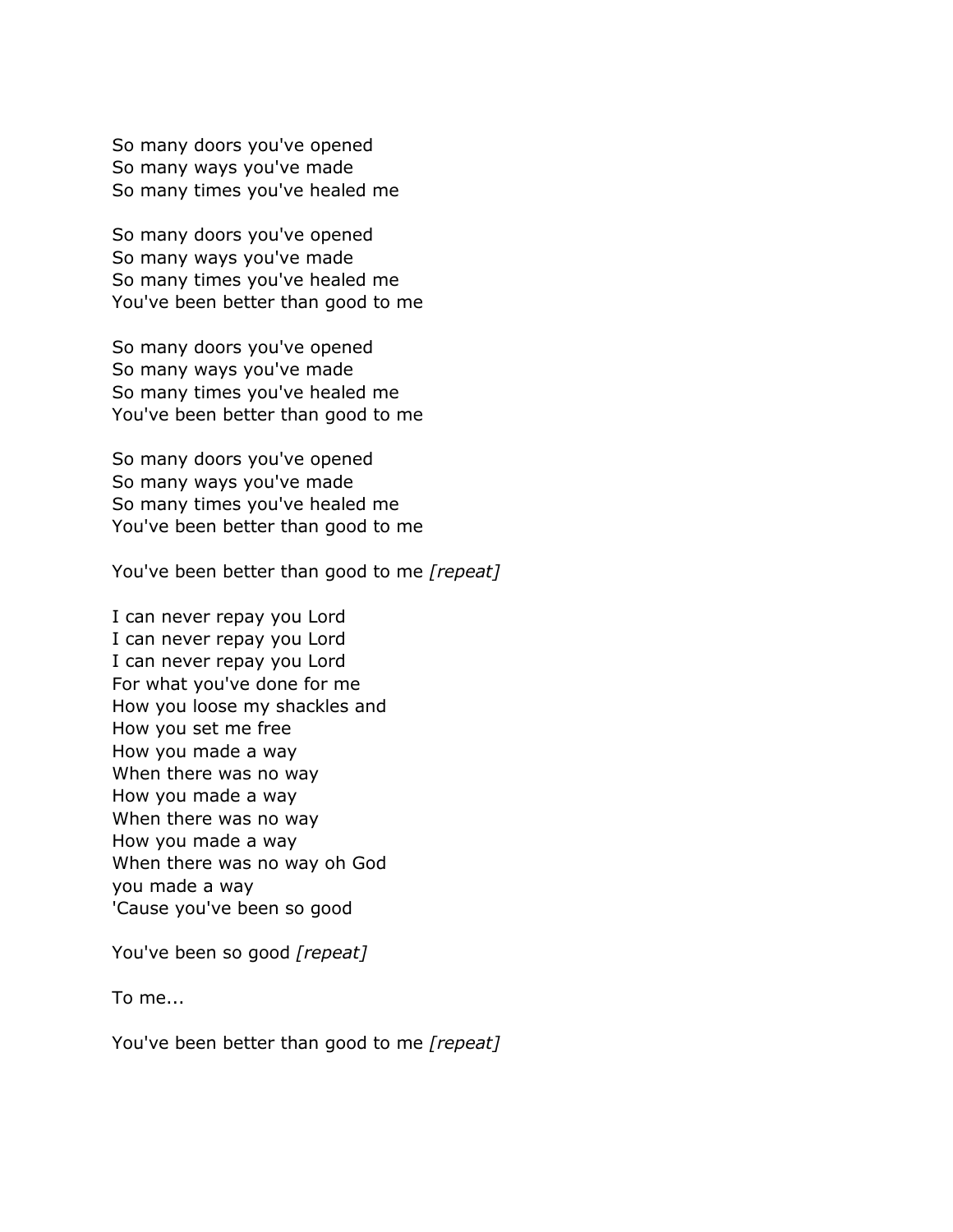So many doors you've opened
So many ways you've made
So many times you've healed me

So many doors you've opened
So many ways you've made
So many times you've healed me
You've been better than good to me

So many doors you've opened
So many ways you've made
So many times you've healed me
You've been better than good to me

So many doors you've opened
So many ways you've made
So many times you've healed me
You've been better than good to me

You've been better than good to me *[repeat]*

I can never repay you Lord
I can never repay you Lord
I can never repay you Lord
For what you've done for me
How you loose my shackles and
How you set me free
How you made a way
When there was no way
How you made a way
When there was no way
How you made a way
When there was no way oh God
you made a way
'Cause you've been so good

You've been so good *[repeat]*

To me...

You've been better than good to me *[repeat]*